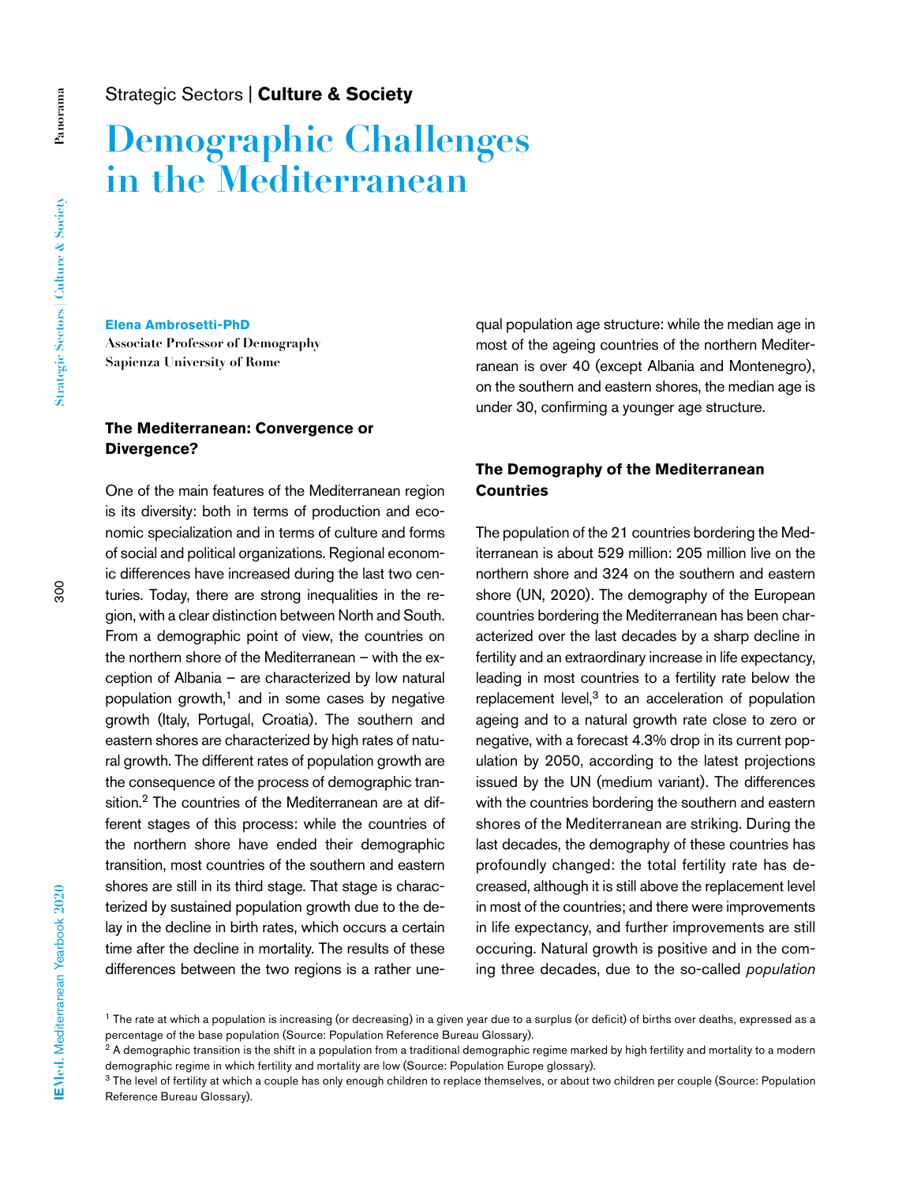Strategic Sectors | **Culture & Society**

# Demographic Challenges in the Mediterranean

**Elena Ambrosetti-PhD**
**Associate Professor of Demography**
**Sapienza University of Rome**

## The Mediterranean: Convergence or Divergence?

One of the main features of the Mediterranean region is its diversity: both in terms of production and economic specialization and in terms of culture and forms of social and political organizations. Regional economic differences have increased during the last two centuries. Today, there are strong inequalities in the region, with a clear distinction between North and South. From a demographic point of view, the countries on the northern shore of the Mediterranean – with the exception of Albania – are characterized by low natural population growth,[1] and in some cases by negative growth (Italy, Portugal, Croatia). The southern and eastern shores are characterized by high rates of natural growth. The different rates of population growth are the consequence of the process of demographic transition.[2] The countries of the Mediterranean are at different stages of this process: while the countries of the northern shore have ended their demographic transition, most countries of the southern and eastern shores are still in its third stage. That stage is characterized by sustained population growth due to the delay in the decline in birth rates, which occurs a certain time after the decline in mortality. The results of these differences between the two regions is a rather unequal population age structure: while the median age in most of the ageing countries of the northern Mediterranean is over 40 (except Albania and Montenegro), on the southern and eastern shores, the median age is under 30, confirming a younger age structure.

## The Demography of the Mediterranean Countries

The population of the 21 countries bordering the Mediterranean is about 529 million: 205 million live on the northern shore and 324 on the southern and eastern shore (UN, 2020). The demography of the European countries bordering the Mediterranean has been characterized over the last decades by a sharp decline in fertility and an extraordinary increase in life expectancy, leading in most countries to a fertility rate below the replacement level,[3] to an acceleration of population ageing and to a natural growth rate close to zero or negative, with a forecast 4.3% drop in its current population by 2050, according to the latest projections issued by the UN (medium variant). The differences with the countries bordering the southern and eastern shores of the Mediterranean are striking. During the last decades, the demography of these countries has profoundly changed: the total fertility rate has decreased, although it is still above the replacement level in most of the countries; and there were improvements in life expectancy, and further improvements are still occuring. Natural growth is positive and in the coming three decades, due to the so-called *population*

---

[1] The rate at which a population is increasing (or decreasing) in a given year due to a surplus (or deficit) of births over deaths, expressed as a percentage of the base population (Source: Population Reference Bureau Glossary).

[2] A demographic transition is the shift in a population from a traditional demographic regime marked by high fertility and mortality to a modern demographic regime in which fertility and mortality are low (Source: Population Europe glossary).

[3] The level of fertility at which a couple has only enough children to replace themselves, or about two children per couple (Source: Population Reference Bureau Glossary).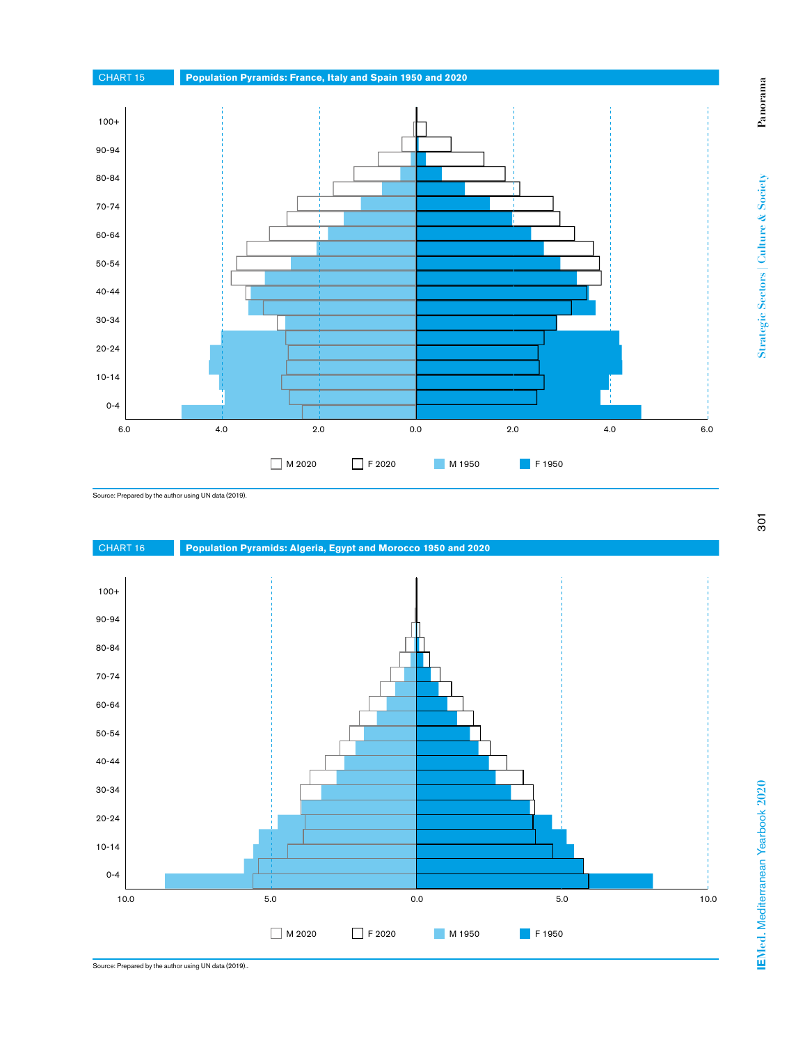CHART 15 **Population Pyramids: France, Italy and Spain 1950 and 2020**

Source: Prepared by the author using UN data (2019).

CHART 16 **Population Pyramids: Algeria, Egypt and Morocco 1950 and 2020**

Source: Prepared by the author using UN data (2019)..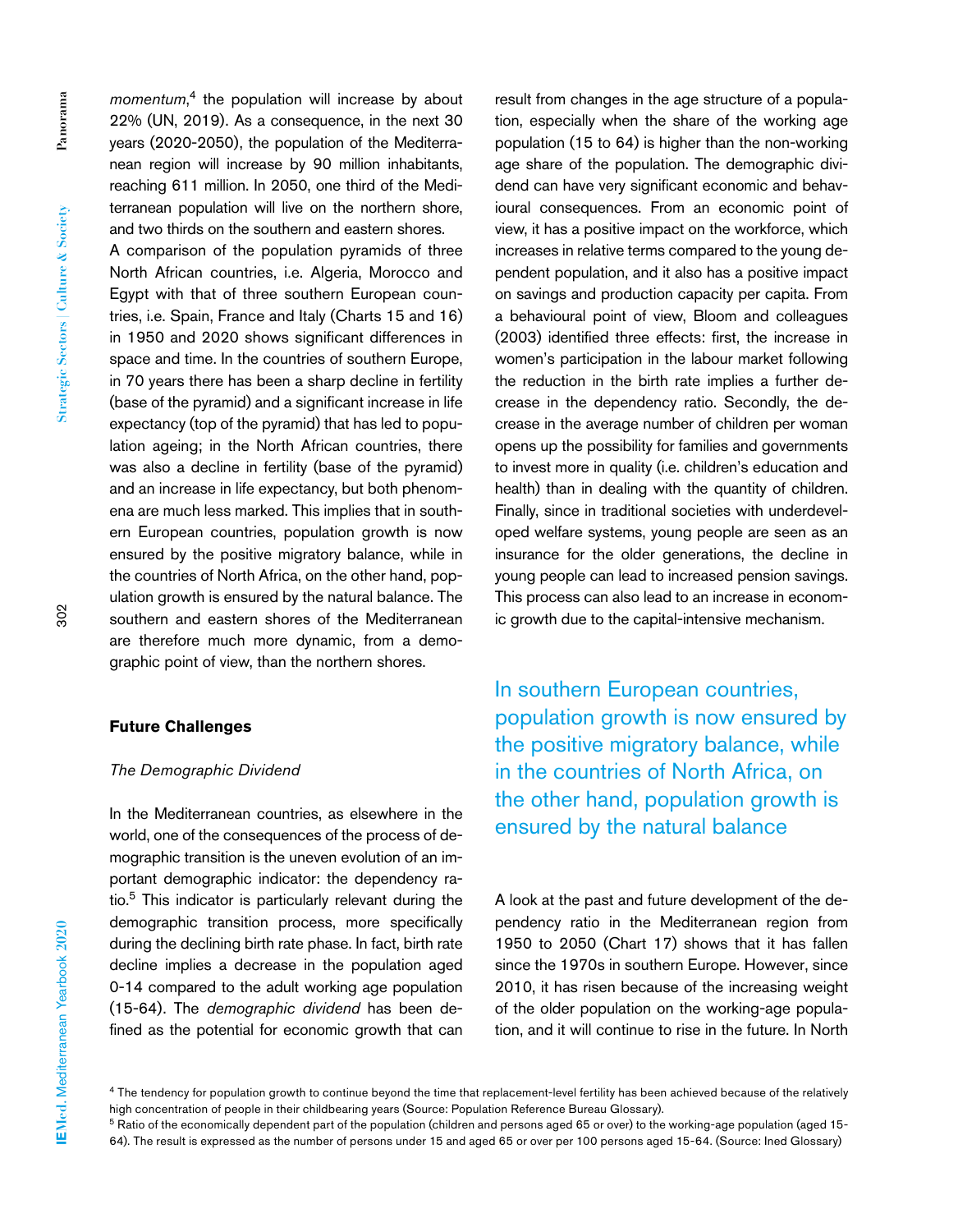*momentum*,[4] the population will increase by about 22% (UN, 2019). As a consequence, in the next 30 years (2020-2050), the population of the Mediterranean region will increase by 90 million inhabitants, reaching 611 million. In 2050, one third of the Mediterranean population will live on the northern shore, and two thirds on the southern and eastern shores.

A comparison of the population pyramids of three North African countries, i.e. Algeria, Morocco and Egypt with that of three southern European countries, i.e. Spain, France and Italy (Charts 15 and 16) in 1950 and 2020 shows significant differences in space and time. In the countries of southern Europe, in 70 years there has been a sharp decline in fertility (base of the pyramid) and a significant increase in life expectancy (top of the pyramid) that has led to population ageing; in the North African countries, there was also a decline in fertility (base of the pyramid) and an increase in life expectancy, but both phenomena are much less marked. This implies that in southern European countries, population growth is now ensured by the positive migratory balance, while in the countries of North Africa, on the other hand, population growth is ensured by the natural balance. The southern and eastern shores of the Mediterranean are therefore much more dynamic, from a demographic point of view, than the northern shores.

## Future Challenges

### *The Demographic Dividend*

In the Mediterranean countries, as elsewhere in the world, one of the consequences of the process of demographic transition is the uneven evolution of an important demographic indicator: the dependency ratio.[5] This indicator is particularly relevant during the demographic transition process, more specifically during the declining birth rate phase. In fact, birth rate decline implies a decrease in the population aged 0-14 compared to the adult working age population (15-64). The *demographic dividend* has been defined as the potential for economic growth that can result from changes in the age structure of a population, especially when the share of the working age population (15 to 64) is higher than the non-working age share of the population. The demographic dividend can have very significant economic and behavioural consequences. From an economic point of view, it has a positive impact on the workforce, which increases in relative terms compared to the young dependent population, and it also has a positive impact on savings and production capacity per capita. From a behavioural point of view, Bloom and colleagues (2003) identified three effects: first, the increase in women's participation in the labour market following the reduction in the birth rate implies a further decrease in the dependency ratio. Secondly, the decrease in the average number of children per woman opens up the possibility for families and governments to invest more in quality (i.e. children's education and health) than in dealing with the quantity of children. Finally, since in traditional societies with underdeveloped welfare systems, young people are seen as an insurance for the older generations, the decline in young people can lead to increased pension savings. This process can also lead to an increase in economic growth due to the capital-intensive mechanism.

> In southern European countries, population growth is now ensured by the positive migratory balance, while in the countries of North Africa, on the other hand, population growth is ensured by the natural balance

A look at the past and future development of the dependency ratio in the Mediterranean region from 1950 to 2050 (Chart 17) shows that it has fallen since the 1970s in southern Europe. However, since 2010, it has risen because of the increasing weight of the older population on the working-age population, and it will continue to rise in the future. In North

---

[4] The tendency for population growth to continue beyond the time that replacement-level fertility has been achieved because of the relatively high concentration of people in their childbearing years (Source: Population Reference Bureau Glossary).

[5] Ratio of the economically dependent part of the population (children and persons aged 65 or over) to the working-age population (aged 15-64). The result is expressed as the number of persons under 15 and aged 65 or over per 100 persons aged 15-64. (Source: Ined Glossary)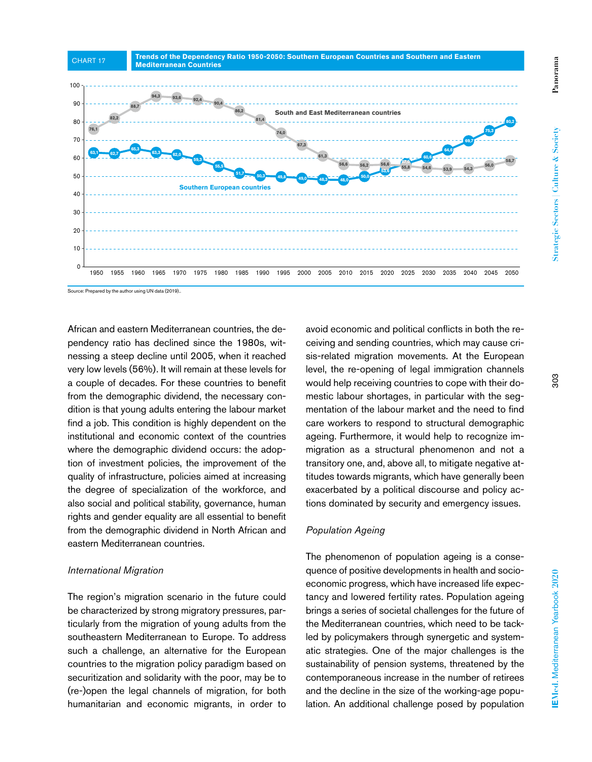CHART 17 **Trends of the Dependency Ratio 1950-2050: Southern European Countries and Southern and Eastern Mediterranean Countries**

| Year | South and East Mediterranean countries | Southern European countries |
|---|---|---|
| 1950 | 76,1 | 63,1 |
| 1955 | 82,2 | 62,7 |
| 1960 | 88,7 | 65,3 |
| 1965 | 94,3 | 63,3 |
| 1970 | 93,6 | 62,0 |
| 1975 | 92,4 | 59,3 |
| 1980 | 90,4 | 55,5 |
| 1985 | 86,2 | 51,7 |
| 1990 | 81,4 | 50,3 |
| 1995 | 74,0 | 49,8 |
| 2000 | 67,3 | 49,0 |
| 2005 | 61,3 | 48,3 |
| 2010 | 56,6 | 48,0 |
| 2015 | 56,2 | 50,0 |
| 2020 | 56,6 | 53,6 |
| 2025 | 55,8 | 57,0 |
| 2030 | 54,6 | 60,6 |
| 2035 | 53,9 | 64,6 |
| 2040 | 54,3 | 69,7 |
| 2045 | 56,0 | 75,3 |
| 2050 | 58,7 | 80,2 |

Source: Prepared by the author using UN data (2019).

African and eastern Mediterranean countries, the dependency ratio has declined since the 1980s, witnessing a steep decline until 2005, when it reached very low levels (56%). It will remain at these levels for a couple of decades. For these countries to benefit from the demographic dividend, the necessary condition is that young adults entering the labour market find a job. This condition is highly dependent on the institutional and economic context of the countries where the demographic dividend occurs: the adoption of investment policies, the improvement of the quality of infrastructure, policies aimed at increasing the degree of specialization of the workforce, and also social and political stability, governance, human rights and gender equality are all essential to benefit from the demographic dividend in North African and eastern Mediterranean countries.

### *International Migration*

The region's migration scenario in the future could be characterized by strong migratory pressures, particularly from the migration of young adults from the southeastern Mediterranean to Europe. To address such a challenge, an alternative for the European countries to the migration policy paradigm based on securitization and solidarity with the poor, may be to (re-)open the legal channels of migration, for both humanitarian and economic migrants, in order to avoid economic and political conflicts in both the receiving and sending countries, which may cause crisis-related migration movements. At the European level, the re-opening of legal immigration channels would help receiving countries to cope with their domestic labour shortages, in particular with the segmentation of the labour market and the need to find care workers to respond to structural demographic ageing. Furthermore, it would help to recognize immigration as a structural phenomenon and not a transitory one, and, above all, to mitigate negative attitudes towards migrants, which have generally been exacerbated by a political discourse and policy actions dominated by security and emergency issues.

### *Population Ageing*

The phenomenon of population ageing is a consequence of positive developments in health and socioeconomic progress, which have increased life expectancy and lowered fertility rates. Population ageing brings a series of societal challenges for the future of the Mediterranean countries, which need to be tackled by policymakers through synergetic and systematic strategies. One of the major challenges is the sustainability of pension systems, threatened by the contemporaneous increase in the number of retirees and the decline in the size of the working-age population. An additional challenge posed by population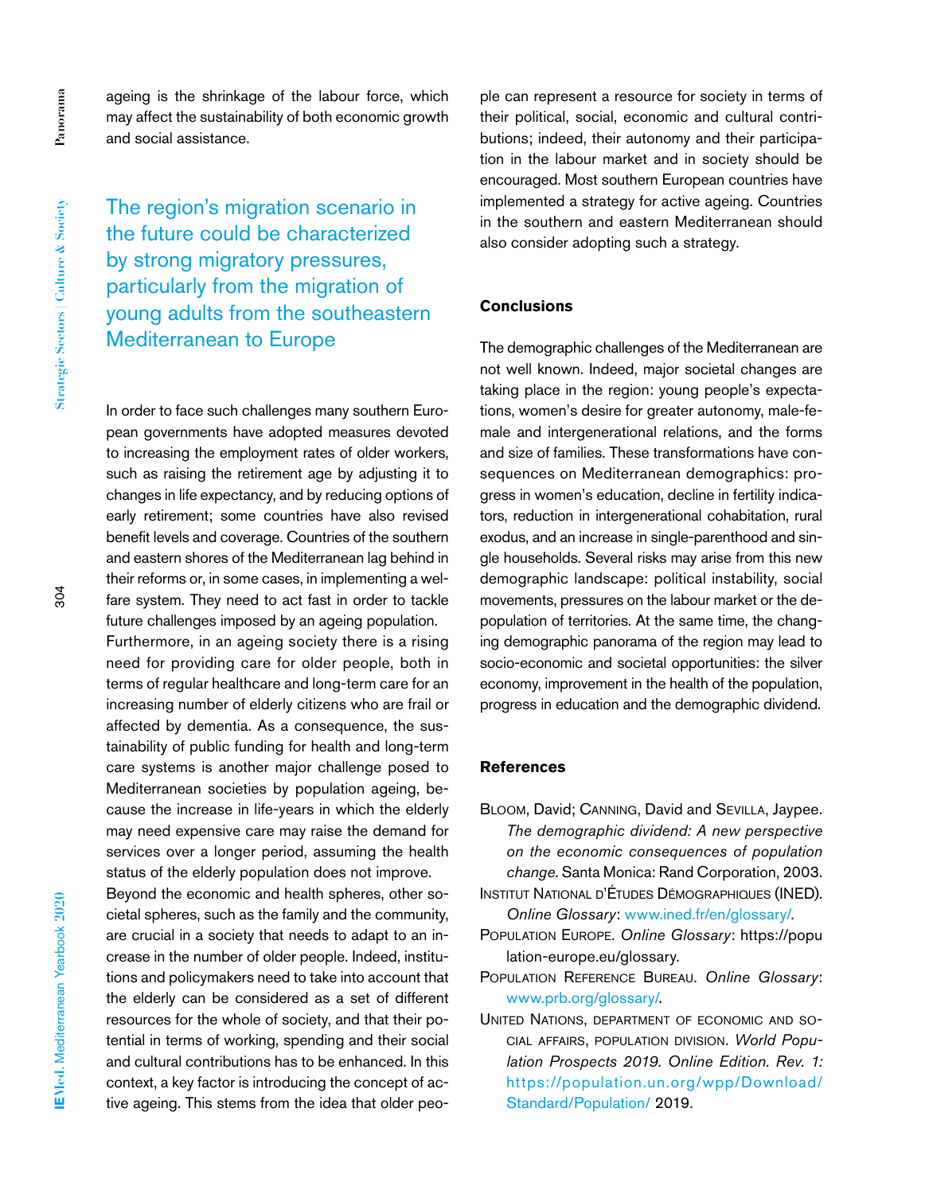ageing is the shrinkage of the labour force, which may affect the sustainability of both economic growth and social assistance.

> The region's migration scenario in the future could be characterized by strong migratory pressures, particularly from the migration of young adults from the southeastern Mediterranean to Europe

In order to face such challenges many southern European governments have adopted measures devoted to increasing the employment rates of older workers, such as raising the retirement age by adjusting it to changes in life expectancy, and by reducing options of early retirement; some countries have also revised benefit levels and coverage. Countries of the southern and eastern shores of the Mediterranean lag behind in their reforms or, in some cases, in implementing a welfare system. They need to act fast in order to tackle future challenges imposed by an ageing population.

Furthermore, in an ageing society there is a rising need for providing care for older people, both in terms of regular healthcare and long-term care for an increasing number of elderly citizens who are frail or affected by dementia. As a consequence, the sustainability of public funding for health and long-term care systems is another major challenge posed to Mediterranean societies by population ageing, because the increase in life-years in which the elderly may need expensive care may raise the demand for services over a longer period, assuming the health status of the elderly population does not improve.

Beyond the economic and health spheres, other societal spheres, such as the family and the community, are crucial in a society that needs to adapt to an increase in the number of older people. Indeed, institutions and policymakers need to take into account that the elderly can be considered as a set of different resources for the whole of society, and that their potential in terms of working, spending and their social and cultural contributions has to be enhanced. In this context, a key factor is introducing the concept of active ageing. This stems from the idea that older people can represent a resource for society in terms of their political, social, economic and cultural contributions; indeed, their autonomy and their participation in the labour market and in society should be encouraged. Most southern European countries have implemented a strategy for active ageing. Countries in the southern and eastern Mediterranean should also consider adopting such a strategy.

## Conclusions

The demographic challenges of the Mediterranean are not well known. Indeed, major societal changes are taking place in the region: young people's expectations, women's desire for greater autonomy, male-female and intergenerational relations, and the forms and size of families. These transformations have consequences on Mediterranean demographics: progress in women's education, decline in fertility indicators, reduction in intergenerational cohabitation, rural exodus, and an increase in single-parenthood and single households. Several risks may arise from this new demographic landscape: political instability, social movements, pressures on the labour market or the depopulation of territories. At the same time, the changing demographic panorama of the region may lead to socio-economic and societal opportunities: the silver economy, improvement in the health of the population, progress in education and the demographic dividend.

## References

Bloom, David; Canning, David and Sevilla, Jaypee. *The demographic dividend: A new perspective on the economic consequences of population change.* Santa Monica: Rand Corporation, 2003.

Institut National d'Études Démographiques (INED). *Online Glossary*: www.ined.fr/en/glossary/.

Population Europe. *Online Glossary*: https://population-europe.eu/glossary.

Population Reference Bureau. *Online Glossary*: www.prb.org/glossary/.

United Nations, department of economic and social affairs, population division. *World Population Prospects 2019. Online Edition. Rev. 1:* https://population.un.org/wpp/Download/Standard/Population/ 2019.